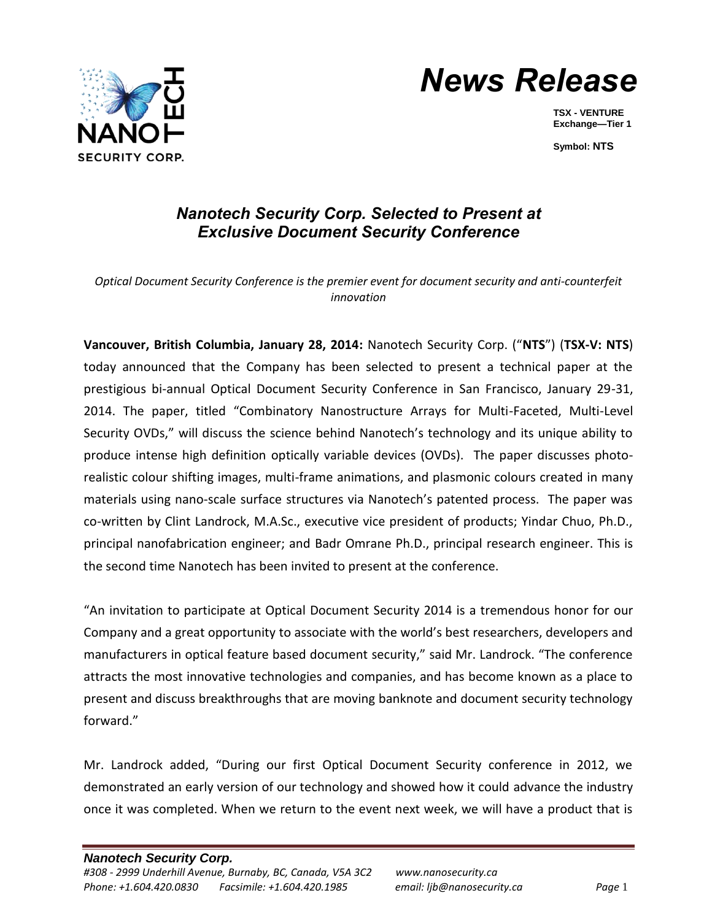# News Release

**TSX - VENTURE Exchange—Tier 1**

**Symbol: NTS**

## *Nanotech Security Corp. Selected to Present at Exclusive Document Security Conference*

*Optical Document Security Conference is the premier event for document security and anti-counterfeit innovation*

**Vancouver, British Columbia, January 28, 2014:** Nanotech Security Corp. ("**NTS**") (**TSX-V: NTS**) today announced that the Company has been selected to present a technical paper at the prestigious bi-annual Optical Document Security Conference in San Francisco, January 29-31, 2014. The paper, titled "Combinatory Nanostructure Arrays for Multi-Faceted, Multi-Level Security OVDs," will discuss the science behind Nanotech's technology and its unique ability to produce intense high definition optically variable devices (OVDs). The paper discusses photo-realistic colour shifting images, multi-frame animations, and plasmonic colours created in many materials using nano-scale surface structures via Nanotech's patented process. The paper was co-written by Clint Landrock, M.A.Sc., executive vice president of products; Yindar Chuo, Ph.D., principal nanofabrication engineer; and Badr Omrane Ph.D., principal research engineer. This is the second time Nanotech has been invited to present at the conference.

"An invitation to participate at Optical Document Security 2014 is a tremendous honor for our Company and a great opportunity to associate with the world's best researchers, developers and manufacturers in optical feature based document security," said Mr. Landrock. "The conference attracts the most innovative technologies and companies, and has become known as a place to present and discuss breakthroughs that are moving banknote and document security technology forward."

Mr. Landrock added, "During our first Optical Document Security conference in 2012, we demonstrated an early version of our technology and showed how it could advance the industry once it was completed. When we return to the event next week, we will have a product that is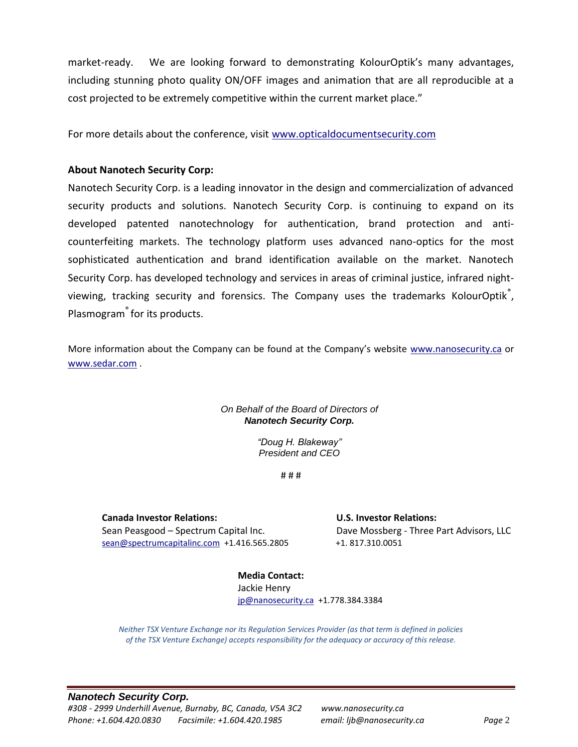market-ready. We are looking forward to demonstrating KolourOptik's many advantages, including stunning photo quality ON/OFF images and animation that are all reproducible at a cost projected to be extremely competitive within the current market place."

For more details about the conference, visit www.opticaldocumentsecurity.com

**About Nanotech Security Corp:**

Nanotech Security Corp. is a leading innovator in the design and commercialization of advanced security products and solutions. Nanotech Security Corp. is continuing to expand on its developed patented nanotechnology for authentication, brand protection and anti-counterfeiting markets. The technology platform uses advanced nano-optics for the most sophisticated authentication and brand identification available on the market. Nanotech Security Corp. has developed technology and services in areas of criminal justice, infrared night-viewing, tracking security and forensics. The Company uses the trademarks KolourOptik®, Plasmogram® for its products.

More information about the Company can be found at the Company's website www.nanosecurity.ca or www.sedar.com .

*On Behalf of the Board of Directors of*
***Nanotech Security Corp.***

*"Doug H. Blakeway"*
*President and CEO*

# # #

**Canada Investor Relations:**
Sean Peasgood – Spectrum Capital Inc.
sean@spectrumcapitalinc.com +1.416.565.2805

**U.S. Investor Relations:**
Dave Mossberg - Three Part Advisors, LLC
+1. 817.310.0051

**Media Contact:**
Jackie Henry
jp@nanosecurity.ca +1.778.384.3384

*Neither TSX Venture Exchange nor its Regulation Services Provider (as that term is defined in policies of the TSX Venture Exchange) accepts responsibility for the adequacy or accuracy of this release.*